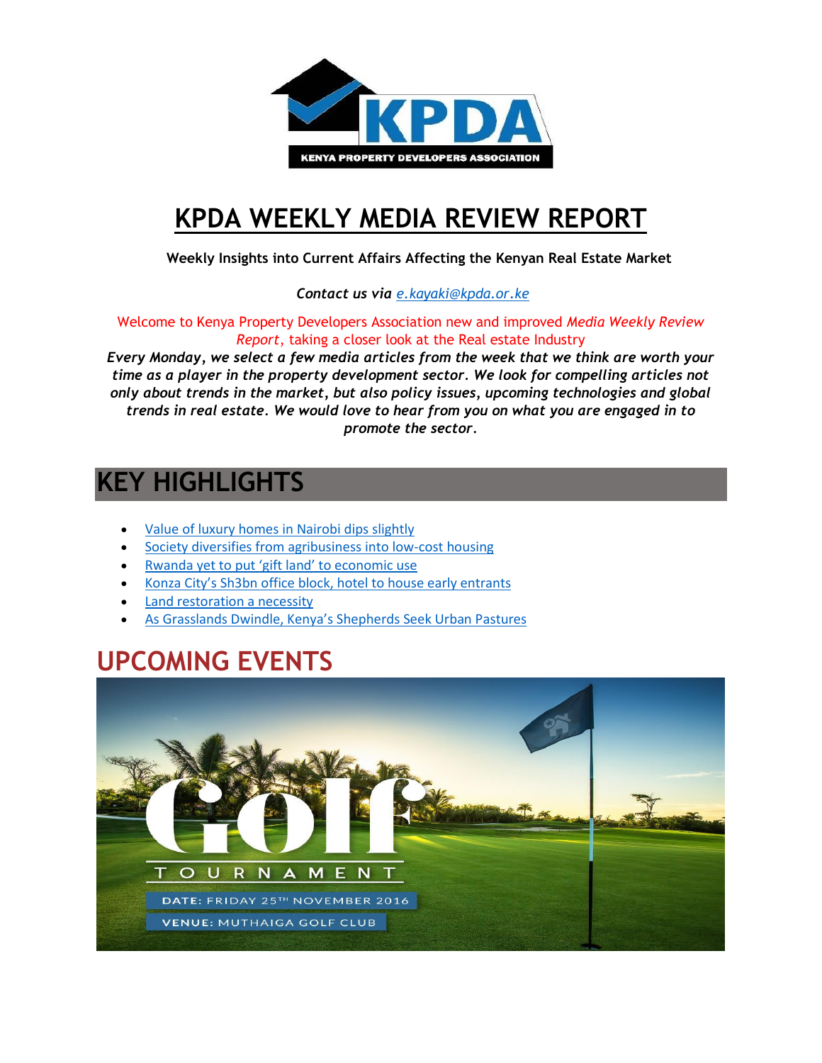# KPDA WEEKLY MEDIA REVIEW REPORT

**Weekly Insights into Current Affairs Affecting the Kenyan Real Estate Market**

***Contact us via** [e.kayaki@kpda.or.ke](mailto:e.kayaki@kpda.or.ke)*

Welcome to Kenya Property Developers Association new and improved *Media Weekly Review Report*, taking a closer look at the Real estate Industry

***Every Monday, we select a few media articles from the week that we think are worth your time as a player in the property development sector. We look for compelling articles not only about trends in the market, but also policy issues, upcoming technologies and global trends in real estate. We would love to hear from you on what you are engaged in to promote the sector.***

## KEY HIGHLIGHTS

- Value of luxury homes in Nairobi dips slightly
- Society diversifies from agribusiness into low-cost housing
- Rwanda yet to put 'gift land' to economic use
- Konza City's Sh3bn office block, hotel to house early entrants
- Land restoration a necessity
- As Grasslands Dwindle, Kenya's Shepherds Seek Urban Pastures

## UPCOMING EVENTS

Golf TOURNAMENT

DATE: FRIDAY 25TH NOVEMBER 2016

VENUE: MUTHAIGA GOLF CLUB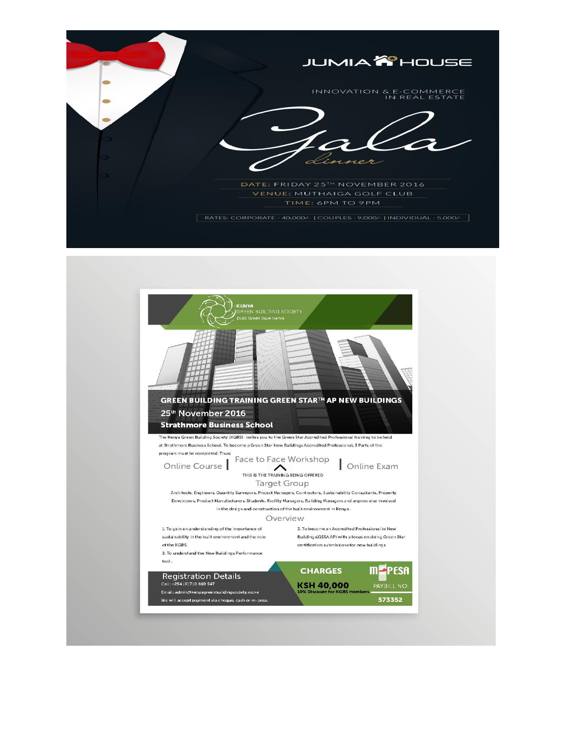JUMIA HOUSE

INNOVATION & E-COMMERCE IN REAL ESTATE

# Gala dinner

DATE: FRIDAY 25TH NOVEMBER 2016

VENUE: MUTHAIGA GOLF CLUB

TIME: 6PM TO 9PM

RATES: CORPORATE - 40,000/- | COUPLES - 9,000/- | INDIVIDUAL - 5,000/-

KENYA GREEN BUILDING SOCIETY
Build Green Save Kenya

## GREEN BUILDING TRAINING GREEN STAR™ AP NEW BUILDINGS

25th November 2016

**Strathmore Business School**

The Kenya Green Building Society (KGBS) invites you to the Green Star Accredited Professional training to be held at Strathmore Business School. To become a Green Star New Buildings Accredited Professional, 3 Parts of the program must be completed. Thus;

Online Course | Face to Face Workshop | Online Exam

THIS IS THE TRAINING BEING OFFERED

### Target Group

Architects, Engineers, Quantity Surveyors, Project Managers, Contractors, Sustainability Consultants, Property Developers, Product Manufacturers, Students, Facility Managers, Building Managers and anyone else involved in the design and construction of the built environment in Kenya.

### Overview

1. To gain an understanding of the importance of sustainability in the built environment and the role of the KGBS.
2. To understand the New Buildings Performance tool .
3. To become an Accredited Professional in New Building (GSSA AP) with a focus on doing Green Star certification submissions for new buildings

### Registration Details

Call: +254 (0)710 669 547

Email: admin@kenyagreenbuildingsociety.co.ke

We will accept payment via cheque, cash or m-pesa.

**CHARGES**

**KSH 40,000**

10% Discount for KGBS members

M-PESA PAYBILL NO: 573352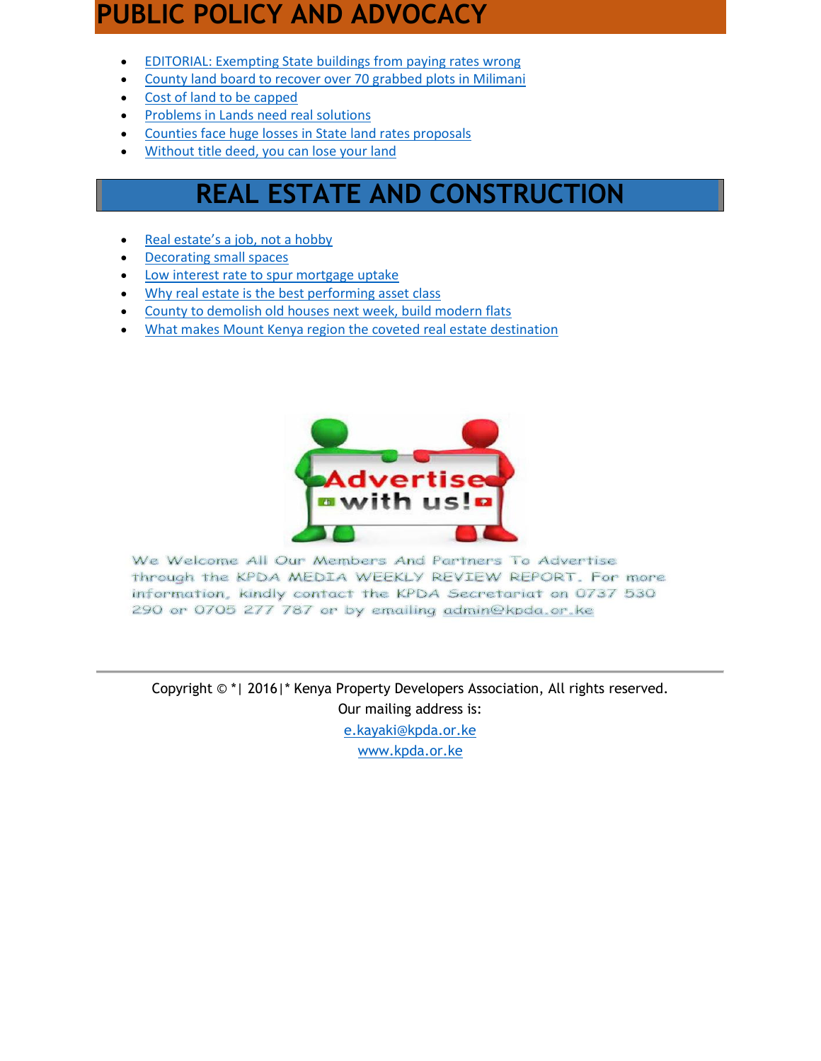# PUBLIC POLICY AND ADVOCACY

- EDITORIAL: Exempting State buildings from paying rates wrong
- County land board to recover over 70 grabbed plots in Milimani
- Cost of land to be capped
- Problems in Lands need real solutions
- Counties face huge losses in State land rates proposals
- Without title deed, you can lose your land

# REAL ESTATE AND CONSTRUCTION

- Real estate's a job, not a hobby
- Decorating small spaces
- Low interest rate to spur mortgage uptake
- Why real estate is the best performing asset class
- County to demolish old houses next week, build modern flats
- What makes Mount Kenya region the coveted real estate destination

Advertise with us!

We Welcome All Our Members And Partners To Advertise through the KPDA MEDIA WEEKLY REVIEW REPORT. For more information, kindly contact the KPDA Secretariat on 0737 530 290 or 0705 277 787 or by emailing admin@kpda.or.ke

---

Copyright © *| 2016|* Kenya Property Developers Association, All rights reserved.
Our mailing address is:
e.kayaki@kpda.or.ke
www.kpda.or.ke